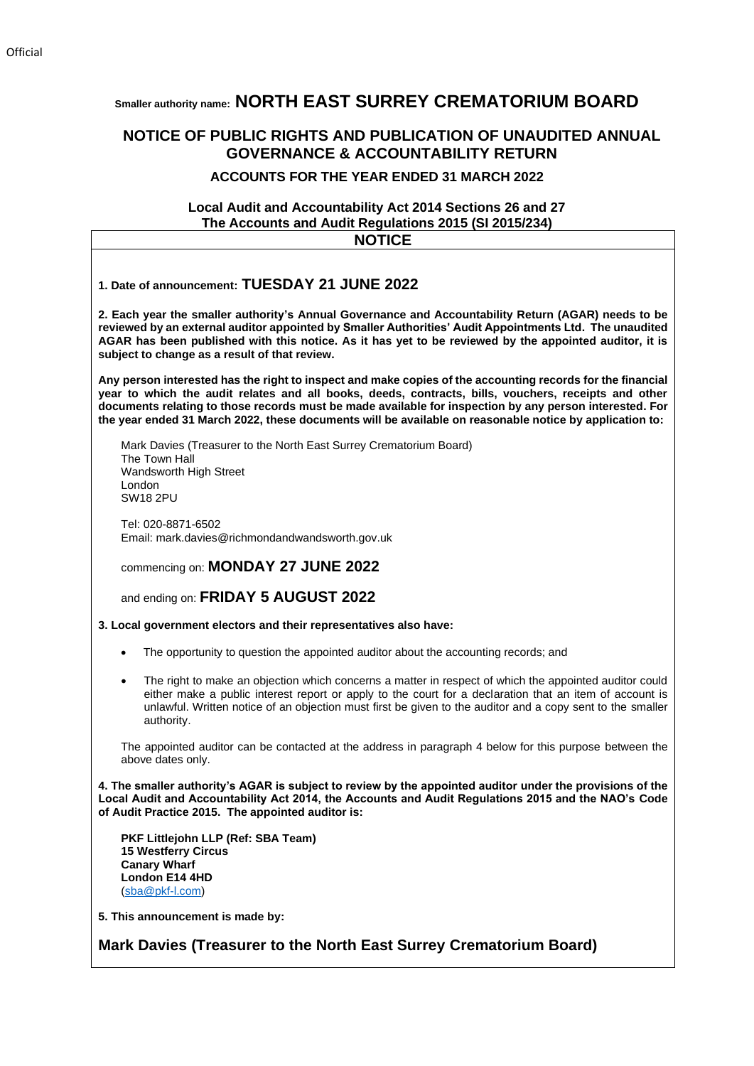Smaller authority name: **NORTH EAST SURREY CREMATORIUM BOARD**

# NOTICE OF PUBLIC RIGHTS AND PUBLICATION OF UNAUDITED ANNUAL GOVERNANCE & ACCOUNTABILITY RETURN

## ACCOUNTS FOR THE YEAR ENDED 31 MARCH 2022

**Local Audit and Accountability Act 2014 Sections 26 and 27**
**The Accounts and Audit Regulations 2015 (SI 2015/234)**

## NOTICE

**1. Date of announcement: TUESDAY 21 JUNE 2022**

**2. Each year the smaller authority's Annual Governance and Accountability Return (AGAR) needs to be reviewed by an external auditor appointed by Smaller Authorities' Audit Appointments Ltd. The unaudited AGAR has been published with this notice. As it has yet to be reviewed by the appointed auditor, it is subject to change as a result of that review.**

**Any person interested has the right to inspect and make copies of the accounting records for the financial year to which the audit relates and all books, deeds, contracts, bills, vouchers, receipts and other documents relating to those records must be made available for inspection by any person interested. For the year ended 31 March 2022, these documents will be available on reasonable notice by application to:**

Mark Davies (Treasurer to the North East Surrey Crematorium Board)
The Town Hall
Wandsworth High Street
London
SW18 2PU

Tel: 020-8871-6502
Email: mark.davies@richmondandwandsworth.gov.uk

commencing on: **MONDAY 27 JUNE 2022**

and ending on: **FRIDAY 5 AUGUST 2022**

**3. Local government electors and their representatives also have:**

- The opportunity to question the appointed auditor about the accounting records; and
- The right to make an objection which concerns a matter in respect of which the appointed auditor could either make a public interest report or apply to the court for a declaration that an item of account is unlawful. Written notice of an objection must first be given to the auditor and a copy sent to the smaller authority.

The appointed auditor can be contacted at the address in paragraph 4 below for this purpose between the above dates only.

**4. The smaller authority's AGAR is subject to review by the appointed auditor under the provisions of the Local Audit and Accountability Act 2014, the Accounts and Audit Regulations 2015 and the NAO's Code of Audit Practice 2015. The appointed auditor is:**

**PKF Littlejohn LLP (Ref: SBA Team)**
**15 Westferry Circus**
**Canary Wharf**
**London E14 4HD**
(sba@pkf-l.com)

**5. This announcement is made by:**

**Mark Davies (Treasurer to the North East Surrey Crematorium Board)**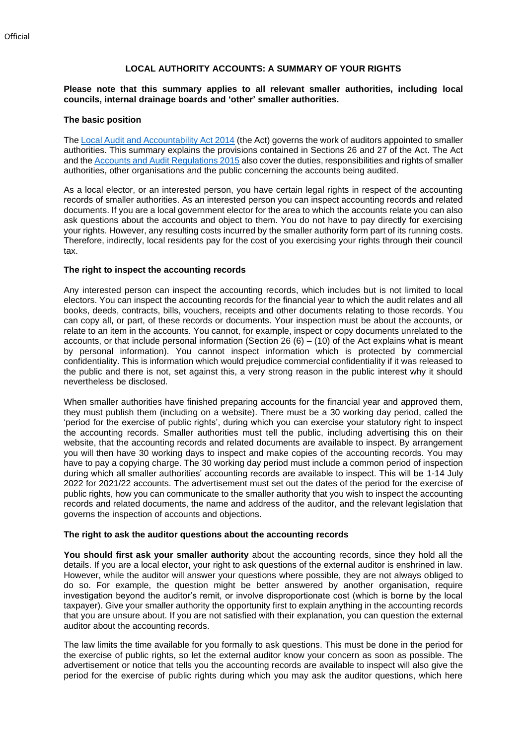# LOCAL AUTHORITY ACCOUNTS: A SUMMARY OF YOUR RIGHTS

**Please note that this summary applies to all relevant smaller authorities, including local councils, internal drainage boards and 'other' smaller authorities.**

### The basic position

The [Local Audit and Accountability Act 2014]() (the Act) governs the work of auditors appointed to smaller authorities. This summary explains the provisions contained in Sections 26 and 27 of the Act. The Act and the [Accounts and Audit Regulations 2015]() also cover the duties, responsibilities and rights of smaller authorities, other organisations and the public concerning the accounts being audited.

As a local elector, or an interested person, you have certain legal rights in respect of the accounting records of smaller authorities. As an interested person you can inspect accounting records and related documents. If you are a local government elector for the area to which the accounts relate you can also ask questions about the accounts and object to them. You do not have to pay directly for exercising your rights. However, any resulting costs incurred by the smaller authority form part of its running costs. Therefore, indirectly, local residents pay for the cost of you exercising your rights through their council tax.

### The right to inspect the accounting records

Any interested person can inspect the accounting records, which includes but is not limited to local electors. You can inspect the accounting records for the financial year to which the audit relates and all books, deeds, contracts, bills, vouchers, receipts and other documents relating to those records. You can copy all, or part, of these records or documents. Your inspection must be about the accounts, or relate to an item in the accounts. You cannot, for example, inspect or copy documents unrelated to the accounts, or that include personal information (Section 26 (6) – (10) of the Act explains what is meant by personal information). You cannot inspect information which is protected by commercial confidentiality. This is information which would prejudice commercial confidentiality if it was released to the public and there is not, set against this, a very strong reason in the public interest why it should nevertheless be disclosed.

When smaller authorities have finished preparing accounts for the financial year and approved them, they must publish them (including on a website). There must be a 30 working day period, called the 'period for the exercise of public rights', during which you can exercise your statutory right to inspect the accounting records. Smaller authorities must tell the public, including advertising this on their website, that the accounting records and related documents are available to inspect. By arrangement you will then have 30 working days to inspect and make copies of the accounting records. You may have to pay a copying charge. The 30 working day period must include a common period of inspection during which all smaller authorities' accounting records are available to inspect. This will be 1-14 July 2022 for 2021/22 accounts. The advertisement must set out the dates of the period for the exercise of public rights, how you can communicate to the smaller authority that you wish to inspect the accounting records and related documents, the name and address of the auditor, and the relevant legislation that governs the inspection of accounts and objections.

### The right to ask the auditor questions about the accounting records

**You should first ask your smaller authority** about the accounting records, since they hold all the details. If you are a local elector, your right to ask questions of the external auditor is enshrined in law. However, while the auditor will answer your questions where possible, they are not always obliged to do so. For example, the question might be better answered by another organisation, require investigation beyond the auditor's remit, or involve disproportionate cost (which is borne by the local taxpayer). Give your smaller authority the opportunity first to explain anything in the accounting records that you are unsure about. If you are not satisfied with their explanation, you can question the external auditor about the accounting records.

The law limits the time available for you formally to ask questions. This must be done in the period for the exercise of public rights, so let the external auditor know your concern as soon as possible. The advertisement or notice that tells you the accounting records are available to inspect will also give the period for the exercise of public rights during which you may ask the auditor questions, which here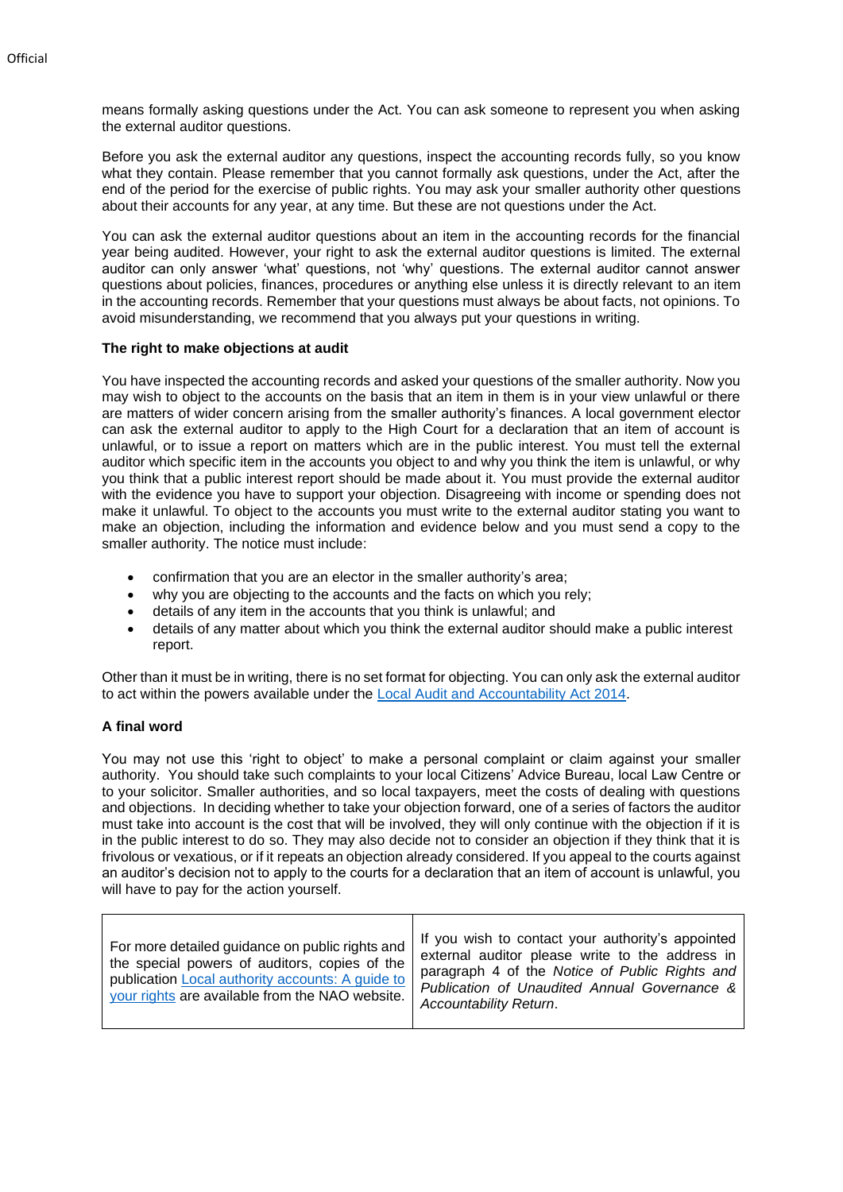means formally asking questions under the Act. You can ask someone to represent you when asking the external auditor questions.

Before you ask the external auditor any questions, inspect the accounting records fully, so you know what they contain. Please remember that you cannot formally ask questions, under the Act, after the end of the period for the exercise of public rights. You may ask your smaller authority other questions about their accounts for any year, at any time. But these are not questions under the Act.

You can ask the external auditor questions about an item in the accounting records for the financial year being audited. However, your right to ask the external auditor questions is limited. The external auditor can only answer 'what' questions, not 'why' questions. The external auditor cannot answer questions about policies, finances, procedures or anything else unless it is directly relevant to an item in the accounting records. Remember that your questions must always be about facts, not opinions. To avoid misunderstanding, we recommend that you always put your questions in writing.

**The right to make objections at audit**

You have inspected the accounting records and asked your questions of the smaller authority. Now you may wish to object to the accounts on the basis that an item in them is in your view unlawful or there are matters of wider concern arising from the smaller authority's finances. A local government elector can ask the external auditor to apply to the High Court for a declaration that an item of account is unlawful, or to issue a report on matters which are in the public interest. You must tell the external auditor which specific item in the accounts you object to and why you think the item is unlawful, or why you think that a public interest report should be made about it. You must provide the external auditor with the evidence you have to support your objection. Disagreeing with income or spending does not make it unlawful. To object to the accounts you must write to the external auditor stating you want to make an objection, including the information and evidence below and you must send a copy to the smaller authority. The notice must include:

- confirmation that you are an elector in the smaller authority's area;
- why you are objecting to the accounts and the facts on which you rely;
- details of any item in the accounts that you think is unlawful; and
- details of any matter about which you think the external auditor should make a public interest report.

Other than it must be in writing, there is no set format for objecting. You can only ask the external auditor to act within the powers available under the Local Audit and Accountability Act 2014.

**A final word**

You may not use this 'right to object' to make a personal complaint or claim against your smaller authority. You should take such complaints to your local Citizens' Advice Bureau, local Law Centre or to your solicitor. Smaller authorities, and so local taxpayers, meet the costs of dealing with questions and objections. In deciding whether to take your objection forward, one of a series of factors the auditor must take into account is the cost that will be involved, they will only continue with the objection if it is in the public interest to do so. They may also decide not to consider an objection if they think that it is frivolous or vexatious, or if it repeats an objection already considered. If you appeal to the courts against an auditor's decision not to apply to the courts for a declaration that an item of account is unlawful, you will have to pay for the action yourself.

| | |
|---|---|
| For more detailed guidance on public rights and the special powers of auditors, copies of the publication Local authority accounts: A guide to your rights are available from the NAO website. | If you wish to contact your authority's appointed external auditor please write to the address in paragraph 4 of the *Notice of Public Rights and Publication of Unaudited Annual Governance & Accountability Return*. |